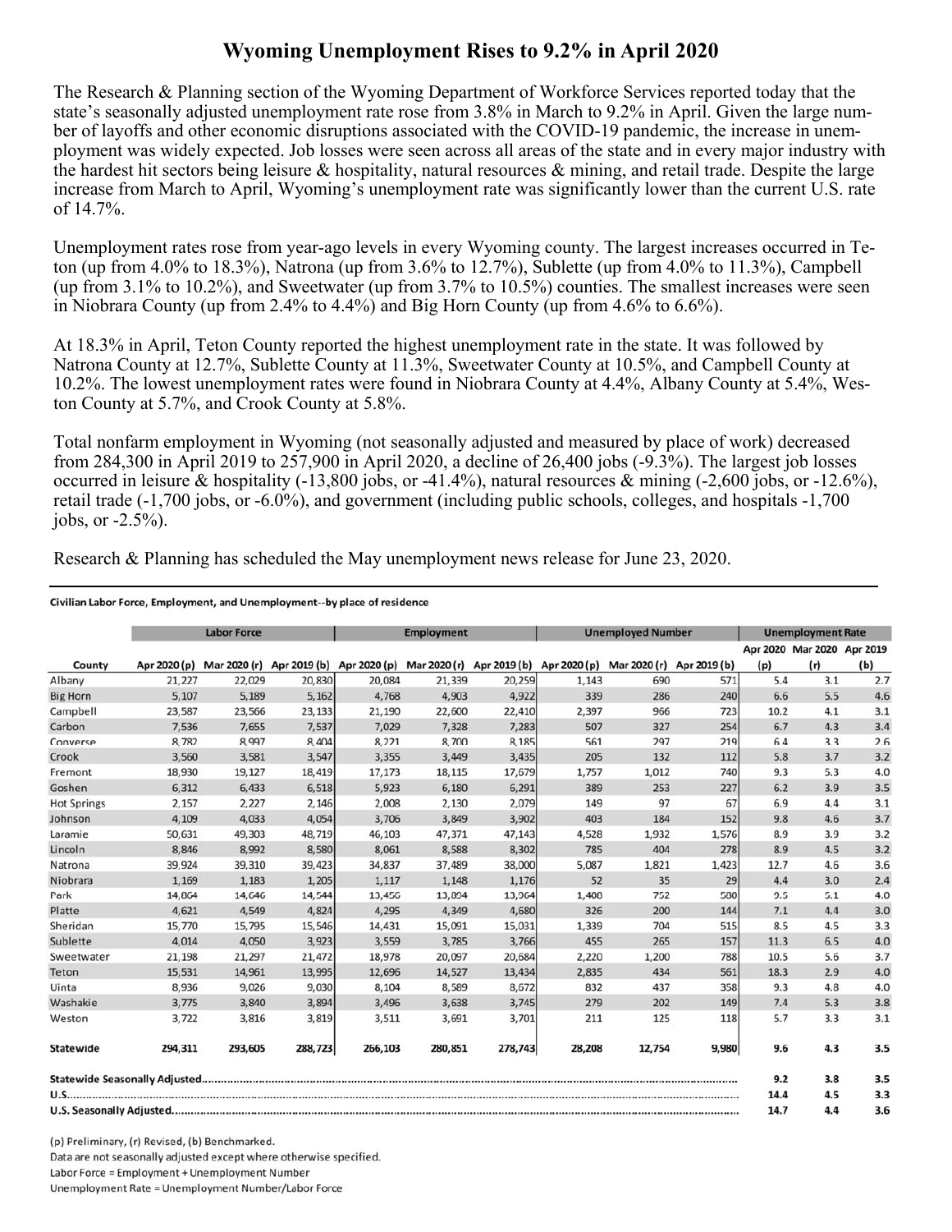# Wyoming Unemployment Rises to 9.2% in April 2020

The Research & Planning section of the Wyoming Department of Workforce Services reported today that the state's seasonally adjusted unemployment rate rose from 3.8% in March to 9.2% in April. Given the large number of layoffs and other economic disruptions associated with the COVID-19 pandemic, the increase in unemployment was widely expected. Job losses were seen across all areas of the state and in every major industry with the hardest hit sectors being leisure & hospitality, natural resources & mining, and retail trade. Despite the large increase from March to April, Wyoming's unemployment rate was significantly lower than the current U.S. rate of 14.7%.

Unemployment rates rose from year-ago levels in every Wyoming county. The largest increases occurred in Teton (up from 4.0% to 18.3%), Natrona (up from 3.6% to 12.7%), Sublette (up from 4.0% to 11.3%), Campbell (up from 3.1% to 10.2%), and Sweetwater (up from 3.7% to 10.5%) counties. The smallest increases were seen in Niobrara County (up from 2.4% to 4.4%) and Big Horn County (up from 4.6% to 6.6%).

At 18.3% in April, Teton County reported the highest unemployment rate in the state. It was followed by Natrona County at 12.7%, Sublette County at 11.3%, Sweetwater County at 10.5%, and Campbell County at 10.2%. The lowest unemployment rates were found in Niobrara County at 4.4%, Albany County at 5.4%, Weston County at 5.7%, and Crook County at 5.8%.

Total nonfarm employment in Wyoming (not seasonally adjusted and measured by place of work) decreased from 284,300 in April 2019 to 257,900 in April 2020, a decline of 26,400 jobs (-9.3%). The largest job losses occurred in leisure & hospitality (-13,800 jobs, or -41.4%), natural resources & mining (-2,600 jobs, or -12.6%), retail trade (-1,700 jobs, or -6.0%), and government (including public schools, colleges, and hospitals -1,700 jobs, or -2.5%).

Research & Planning has scheduled the May unemployment news release for June 23, 2020.

**Civilian Labor Force, Employment, and Unemployment--by place of residence**

| | Labor Force | | | Employment | | | Unemployed Number | | | Unemployment Rate | | |
|---|---|---|---|---|---|---|---|---|---|---|---|---|
| County | Apr 2020 (p) | Mar 2020 (r) | Apr 2019 (b) | Apr 2020 (p) | Mar 2020 (r) | Apr 2019 (b) | Apr 2020 (p) | Mar 2020 (r) | Apr 2019 (b) | Apr 2020 (p) | Mar 2020 (r) | Apr 2019 (b) |
| Albany | 21,227 | 22,029 | 20,830 | 20,084 | 21,339 | 20,259 | 1,143 | 690 | 571 | 5.4 | 3.1 | 2.7 |
| Big Horn | 5,107 | 5,189 | 5,162 | 4,768 | 4,903 | 4,922 | 339 | 286 | 240 | 6.6 | 5.5 | 4.6 |
| Campbell | 23,587 | 23,566 | 23,133 | 21,190 | 22,600 | 22,410 | 2,397 | 966 | 723 | 10.2 | 4.1 | 3.1 |
| Carbon | 7,536 | 7,655 | 7,537 | 7,029 | 7,328 | 7,283 | 507 | 327 | 254 | 6.7 | 4.3 | 3.4 |
| Converse | 8,782 | 8,997 | 8,404 | 8,221 | 8,700 | 8,185 | 561 | 297 | 219 | 6.4 | 3.3 | 2.6 |
| Crook | 3,560 | 3,581 | 3,547 | 3,355 | 3,449 | 3,435 | 205 | 132 | 112 | 5.8 | 3.7 | 3.2 |
| Fremont | 18,930 | 19,127 | 18,419 | 17,173 | 18,115 | 17,679 | 1,757 | 1,012 | 740 | 9.3 | 5.3 | 4.0 |
| Goshen | 6,312 | 6,433 | 6,518 | 5,923 | 6,180 | 6,291 | 389 | 253 | 227 | 6.2 | 3.9 | 3.5 |
| Hot Springs | 2,157 | 2,227 | 2,146 | 2,008 | 2,130 | 2,079 | 149 | 97 | 67 | 6.9 | 4.4 | 3.1 |
| Johnson | 4,109 | 4,033 | 4,054 | 3,706 | 3,849 | 3,902 | 403 | 184 | 152 | 9.8 | 4.6 | 3.7 |
| Laramie | 50,631 | 49,303 | 48,719 | 46,103 | 47,371 | 47,143 | 4,528 | 1,932 | 1,576 | 8.9 | 3.9 | 3.2 |
| Lincoln | 8,846 | 8,992 | 8,580 | 8,061 | 8,588 | 8,302 | 785 | 404 | 278 | 8.9 | 4.5 | 3.2 |
| Natrona | 39,924 | 39,310 | 39,423 | 34,837 | 37,489 | 38,000 | 5,087 | 1,821 | 1,423 | 12.7 | 4.6 | 3.6 |
| Niobrara | 1,169 | 1,183 | 1,205 | 1,117 | 1,148 | 1,176 | 52 | 35 | 29 | 4.4 | 3.0 | 2.4 |
| Park | 14,864 | 14,646 | 14,544 | 13,456 | 13,894 | 13,964 | 1,408 | 752 | 580 | 9.5 | 5.1 | 4.0 |
| Platte | 4,621 | 4,549 | 4,824 | 4,295 | 4,349 | 4,680 | 326 | 200 | 144 | 7.1 | 4.4 | 3.0 |
| Sheridan | 15,770 | 15,795 | 15,546 | 14,431 | 15,091 | 15,031 | 1,339 | 704 | 515 | 8.5 | 4.5 | 3.3 |
| Sublette | 4,014 | 4,050 | 3,923 | 3,559 | 3,785 | 3,766 | 455 | 265 | 157 | 11.3 | 6.5 | 4.0 |
| Sweetwater | 21,198 | 21,297 | 21,472 | 18,978 | 20,097 | 20,684 | 2,220 | 1,200 | 788 | 10.5 | 5.6 | 3.7 |
| Teton | 15,531 | 14,961 | 13,995 | 12,696 | 14,527 | 13,434 | 2,835 | 434 | 561 | 18.3 | 2.9 | 4.0 |
| Uinta | 8,936 | 9,026 | 9,030 | 8,104 | 8,589 | 8,672 | 832 | 437 | 358 | 9.3 | 4.8 | 4.0 |
| Washakie | 3,775 | 3,840 | 3,894 | 3,496 | 3,638 | 3,745 | 279 | 202 | 149 | 7.4 | 5.3 | 3.8 |
| Weston | 3,722 | 3,816 | 3,819 | 3,511 | 3,691 | 3,701 | 211 | 125 | 118 | 5.7 | 3.3 | 3.1 |
| **Statewide** | **294,311** | **293,605** | **288,723** | **266,103** | **280,851** | **278,743** | **28,208** | **12,754** | **9,980** | **9.6** | **4.3** | **3.5** |
| **Statewide Seasonally Adjusted** | | | | | | | | | | **9.2** | **3.8** | **3.5** |
| **U.S.** | | | | | | | | | | **14.4** | **4.5** | **3.3** |
| **U.S. Seasonally Adjusted** | | | | | | | | | | **14.7** | **4.4** | **3.6** |

(p) Preliminary, (r) Revised, (b) Benchmarked.
Data are not seasonally adjusted except where otherwise specified.
Labor Force = Employment + Unemployment Number
Unemployment Rate = Unemployment Number/Labor Force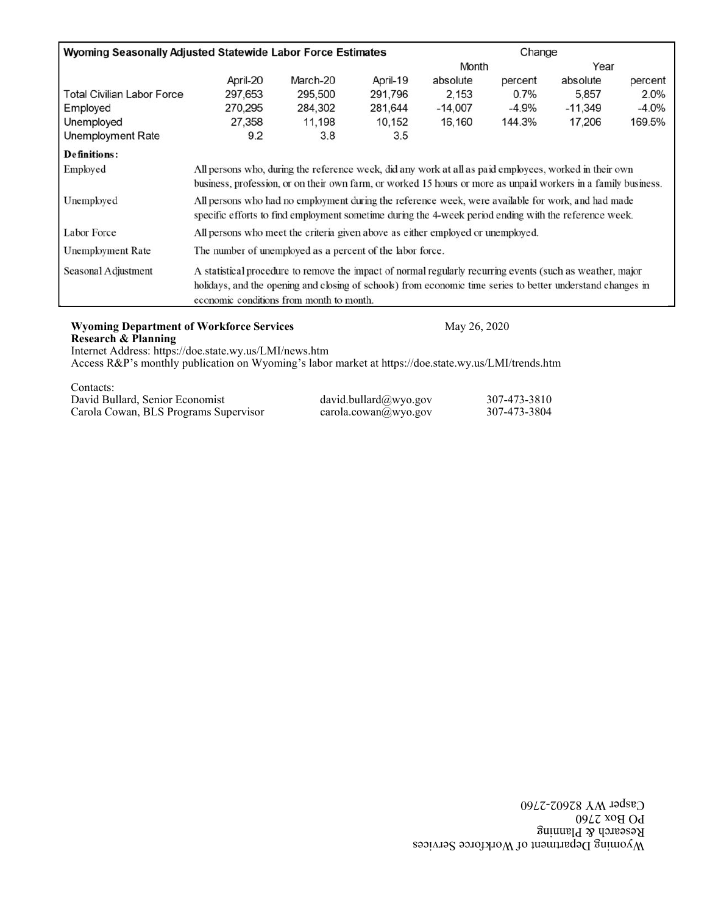| Wyoming Seasonally Adjusted Statewide Labor Force Estimates | | | | Change | | | |
|---|---|---|---|---|---|---|---|
| | | | | Month | | Year | |
| | April-20 | March-20 | April-19 | absolute | percent | absolute | percent |
| Total Civilian Labor Force | 297,653 | 295,500 | 291,796 | 2,153 | 0.7% | 5,857 | 2.0% |
| Employed | 270,295 | 284,302 | 281,644 | -14,007 | -4.9% | -11,349 | -4.0% |
| Unemployed | 27,358 | 11,198 | 10,152 | 16,160 | 144.3% | 17,206 | 169.5% |
| Unemployment Rate | 9.2 | 3.8 | 3.5 | | | | |

**Definitions:**

| | |
|---|---|
| Employed | All persons who, during the reference week, did any work at all as paid employees, worked in their own business, profession, or on their own farm, or worked 15 hours or more as unpaid workers in a family business. |
| Unemployed | All persons who had no employment during the reference week, were available for work, and had made specific efforts to find employment sometime during the 4-week period ending with the reference week. |
| Labor Force | All persons who meet the criteria given above as either employed or unemployed. |
| Unemployment Rate | The number of unemployed as a percent of the labor force. |
| Seasonal Adjustment | A statistical procedure to remove the impact of normal regularly recurring events (such as weather, major holidays, and the opening and closing of schools) from economic time series to better understand changes in economic conditions from month to month. |

**Wyoming Department of Workforce Services** May 26, 2020
**Research & Planning**
Internet Address: https://doe.state.wy.us/LMI/news.htm
Access R&P's monthly publication on Wyoming's labor market at https://doe.state.wy.us/LMI/trends.htm

Contacts:

| | | |
|---|---|---|
| David Bullard, Senior Economist | david.bullard@wyo.gov | 307-473-3810 |
| Carola Cowan, BLS Programs Supervisor | carola.cowan@wyo.gov | 307-473-3804 |

Wyoming Department of Workforce Services
Research & Planning
PO Box 2760
Casper WY 82602-2760